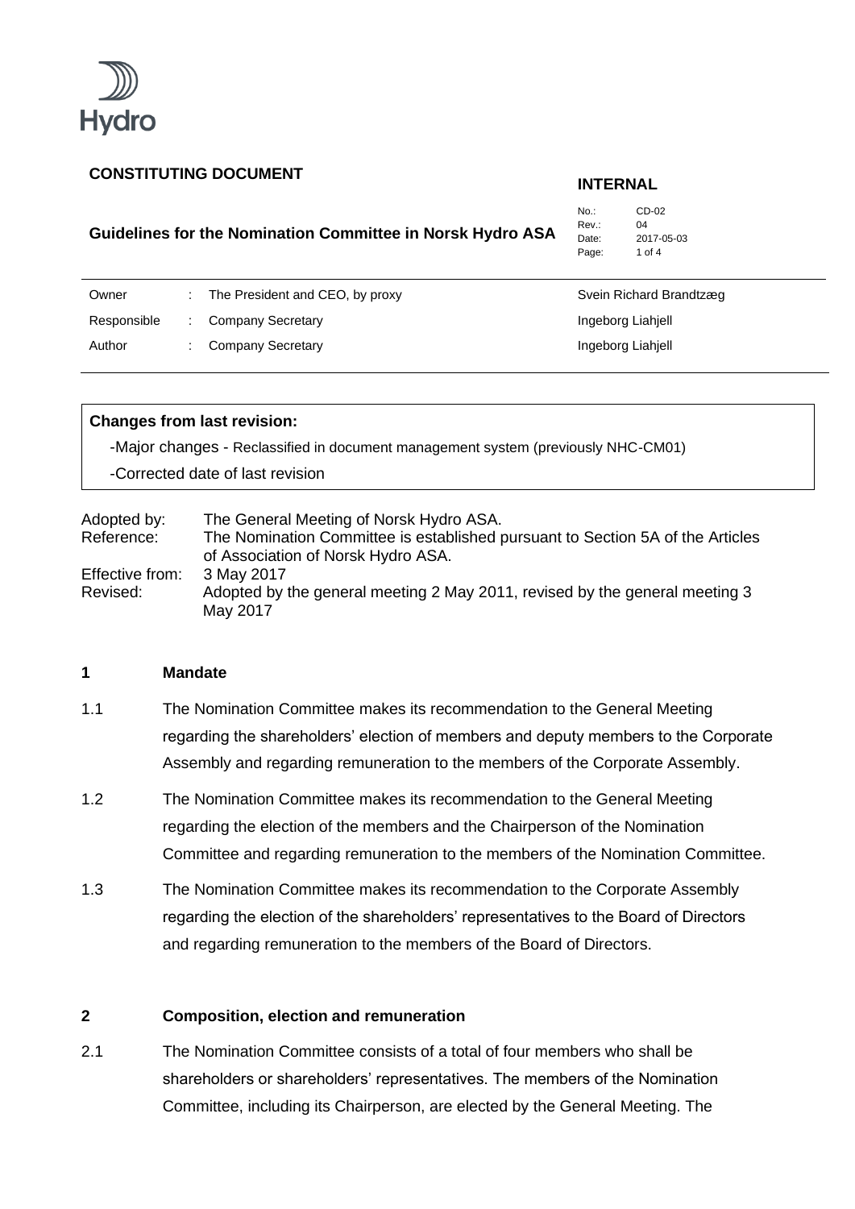Hydro

**CONSTITUTING DOCUMENT**

**INTERNAL**

**Guidelines for the Nomination Committee in Norsk Hydro ASA**

| | |
|---|---|
| No.: | CD-02 |
| Rev.: | 04 |
| Date: | 2017-05-03 |

| | | | |
|---|---|---|---|
| Owner | : | The President and CEO, by proxy | Svein Richard Brandtzæg |
| Responsible | : | Company Secretary | Ingeborg Liahjell |
| Author | : | Company Secretary | Ingeborg Liahjell |

**Changes from last revision:**

-Major changes - Reclassified in document management system (previously NHC-CM01)

-Corrected date of last revision

| | |
|---|---|
| Adopted by: | The General Meeting of Norsk Hydro ASA. |
| Reference: | The Nomination Committee is established pursuant to Section 5A of the Articles of Association of Norsk Hydro ASA. |
| Effective from: | 3 May 2017 |
| Revised: | Adopted by the general meeting 2 May 2011, revised by the general meeting 3 May 2017 |

## 1 Mandate

1.1 The Nomination Committee makes its recommendation to the General Meeting regarding the shareholders' election of members and deputy members to the Corporate Assembly and regarding remuneration to the members of the Corporate Assembly.

1.2 The Nomination Committee makes its recommendation to the General Meeting regarding the election of the members and the Chairperson of the Nomination Committee and regarding remuneration to the members of the Nomination Committee.

1.3 The Nomination Committee makes its recommendation to the Corporate Assembly regarding the election of the shareholders' representatives to the Board of Directors and regarding remuneration to the members of the Board of Directors.

## 2 Composition, election and remuneration

2.1 The Nomination Committee consists of a total of four members who shall be shareholders or shareholders' representatives. The members of the Nomination Committee, including its Chairperson, are elected by the General Meeting. The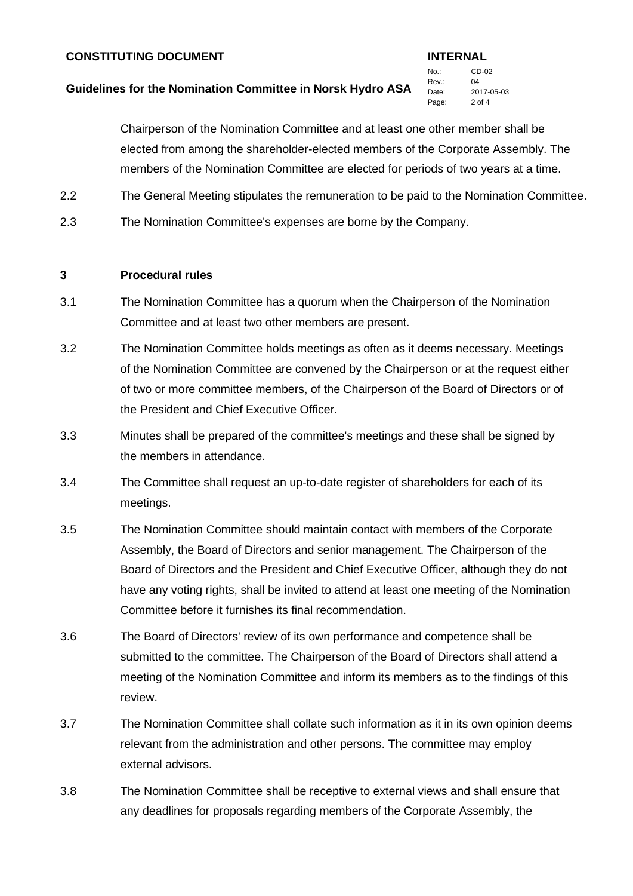Chairperson of the Nomination Committee and at least one other member shall be elected from among the shareholder-elected members of the Corporate Assembly. The members of the Nomination Committee are elected for periods of two years at a time.

2.2 The General Meeting stipulates the remuneration to be paid to the Nomination Committee.

2.3 The Nomination Committee's expenses are borne by the Company.

## 3 Procedural rules

3.1 The Nomination Committee has a quorum when the Chairperson of the Nomination Committee and at least two other members are present.

3.2 The Nomination Committee holds meetings as often as it deems necessary. Meetings of the Nomination Committee are convened by the Chairperson or at the request either of two or more committee members, of the Chairperson of the Board of Directors or of the President and Chief Executive Officer.

3.3 Minutes shall be prepared of the committee's meetings and these shall be signed by the members in attendance.

3.4 The Committee shall request an up-to-date register of shareholders for each of its meetings.

3.5 The Nomination Committee should maintain contact with members of the Corporate Assembly, the Board of Directors and senior management. The Chairperson of the Board of Directors and the President and Chief Executive Officer, although they do not have any voting rights, shall be invited to attend at least one meeting of the Nomination Committee before it furnishes its final recommendation.

3.6 The Board of Directors' review of its own performance and competence shall be submitted to the committee. The Chairperson of the Board of Directors shall attend a meeting of the Nomination Committee and inform its members as to the findings of this review.

3.7 The Nomination Committee shall collate such information as it in its own opinion deems relevant from the administration and other persons. The committee may employ external advisors.

3.8 The Nomination Committee shall be receptive to external views and shall ensure that any deadlines for proposals regarding members of the Corporate Assembly, the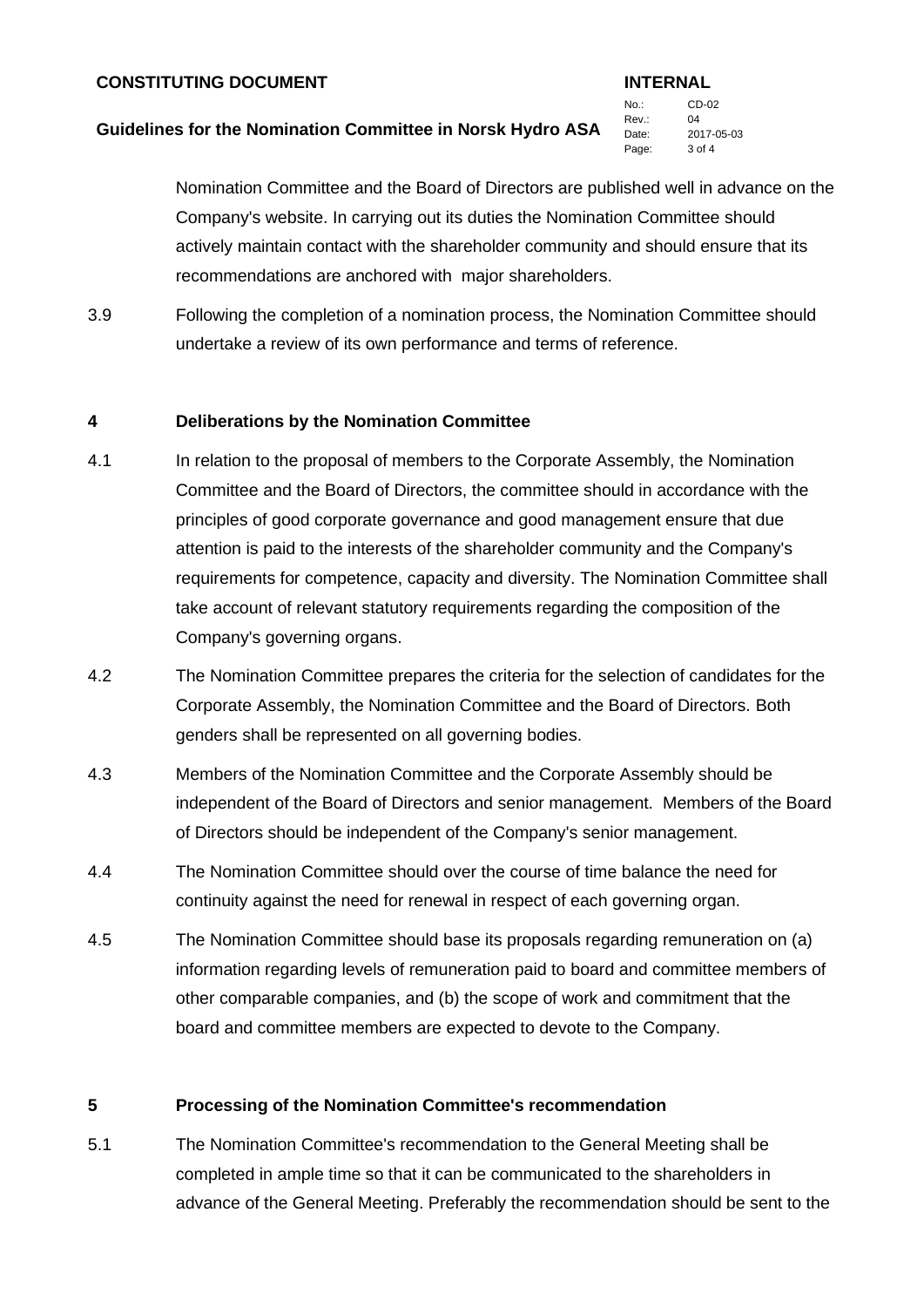Nomination Committee and the Board of Directors are published well in advance on the Company's website. In carrying out its duties the Nomination Committee should actively maintain contact with the shareholder community and should ensure that its recommendations are anchored with major shareholders.

3.9 Following the completion of a nomination process, the Nomination Committee should undertake a review of its own performance and terms of reference.

## 4 Deliberations by the Nomination Committee

4.1 In relation to the proposal of members to the Corporate Assembly, the Nomination Committee and the Board of Directors, the committee should in accordance with the principles of good corporate governance and good management ensure that due attention is paid to the interests of the shareholder community and the Company's requirements for competence, capacity and diversity. The Nomination Committee shall take account of relevant statutory requirements regarding the composition of the Company's governing organs.

4.2 The Nomination Committee prepares the criteria for the selection of candidates for the Corporate Assembly, the Nomination Committee and the Board of Directors. Both genders shall be represented on all governing bodies.

4.3 Members of the Nomination Committee and the Corporate Assembly should be independent of the Board of Directors and senior management. Members of the Board of Directors should be independent of the Company's senior management.

4.4 The Nomination Committee should over the course of time balance the need for continuity against the need for renewal in respect of each governing organ.

4.5 The Nomination Committee should base its proposals regarding remuneration on (a) information regarding levels of remuneration paid to board and committee members of other comparable companies, and (b) the scope of work and commitment that the board and committee members are expected to devote to the Company.

## 5 Processing of the Nomination Committee's recommendation

5.1 The Nomination Committee's recommendation to the General Meeting shall be completed in ample time so that it can be communicated to the shareholders in advance of the General Meeting. Preferably the recommendation should be sent to the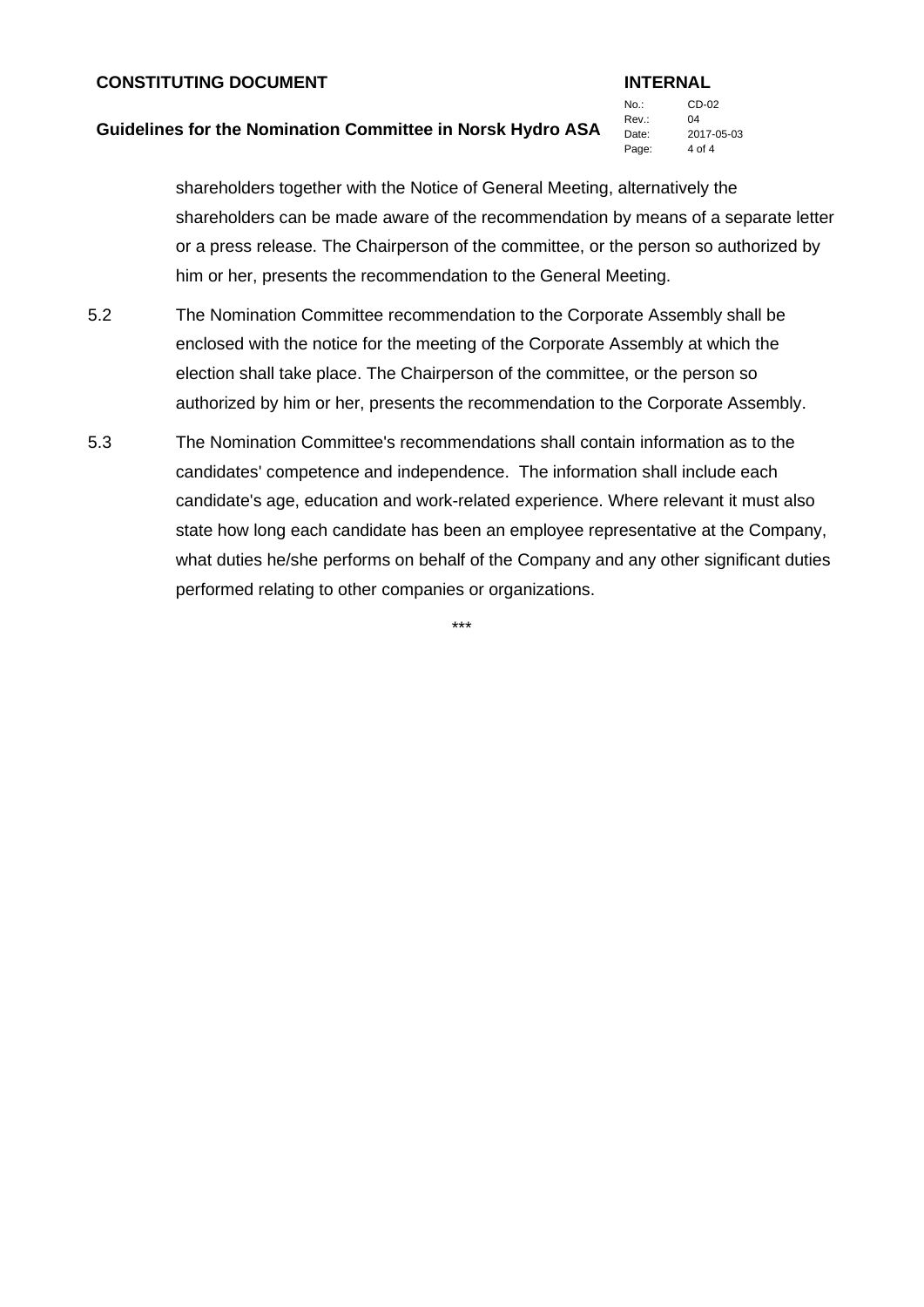shareholders together with the Notice of General Meeting, alternatively the shareholders can be made aware of the recommendation by means of a separate letter or a press release. The Chairperson of the committee, or the person so authorized by him or her, presents the recommendation to the General Meeting.

5.2 The Nomination Committee recommendation to the Corporate Assembly shall be enclosed with the notice for the meeting of the Corporate Assembly at which the election shall take place. The Chairperson of the committee, or the person so authorized by him or her, presents the recommendation to the Corporate Assembly.

5.3 The Nomination Committee's recommendations shall contain information as to the candidates' competence and independence. The information shall include each candidate's age, education and work-related experience. Where relevant it must also state how long each candidate has been an employee representative at the Company, what duties he/she performs on behalf of the Company and any other significant duties performed relating to other companies or organizations.

***